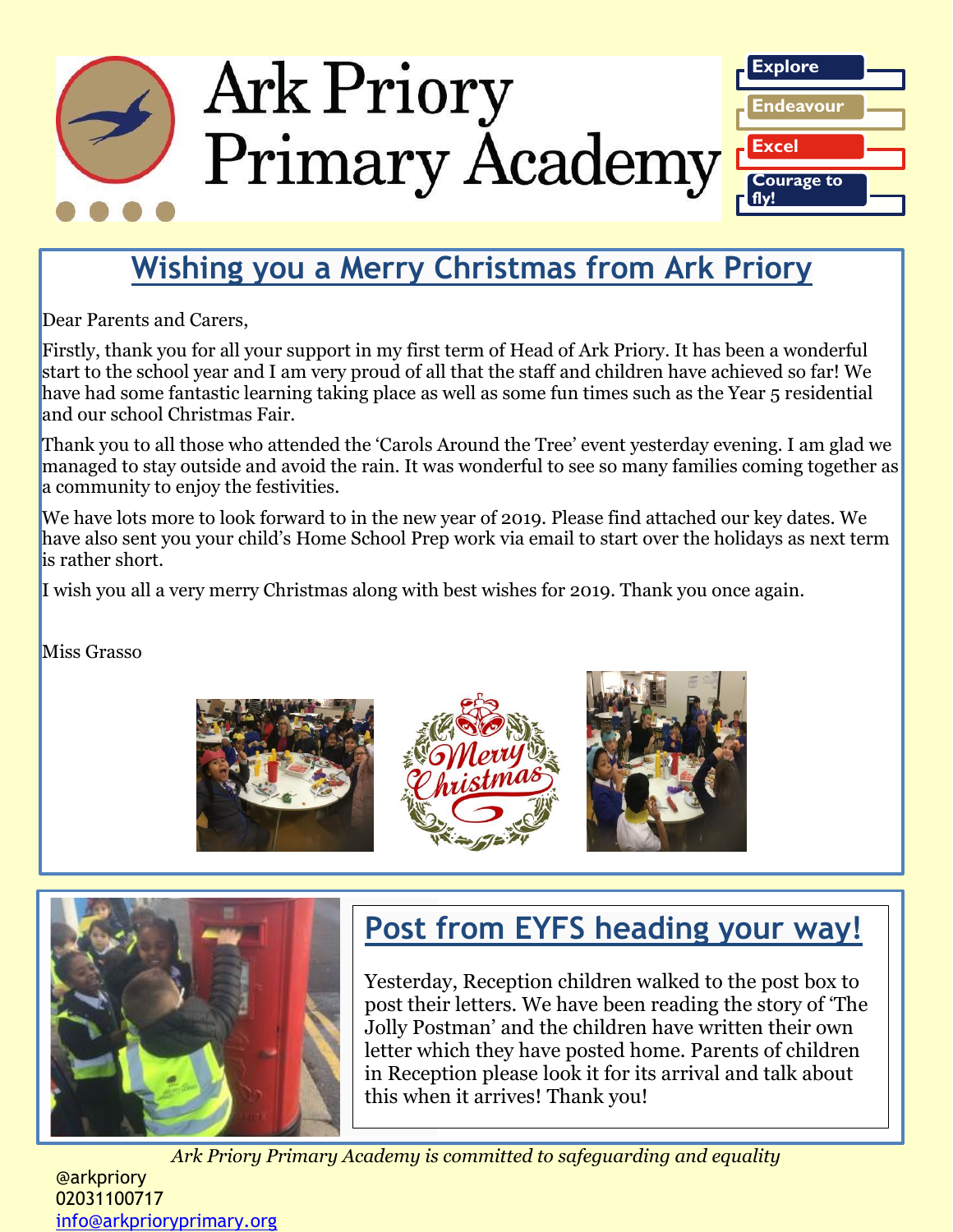# Ark Priory Primary Academy

Explore
Endeavour
Excel
Courage to fly!

## Wishing you a Merry Christmas from Ark Priory

Dear Parents and Carers,

Firstly, thank you for all your support in my first term of Head of Ark Priory. It has been a wonderful start to the school year and I am very proud of all that the staff and children have achieved so far! We have had some fantastic learning taking place as well as some fun times such as the Year 5 residential and our school Christmas Fair.

Thank you to all those who attended the 'Carols Around the Tree' event yesterday evening. I am glad we managed to stay outside and avoid the rain. It was wonderful to see so many families coming together as a community to enjoy the festivities.

We have lots more to look forward to in the new year of 2019. Please find attached our key dates. We have also sent you your child's Home School Prep work via email to start over the holidays as next term is rather short.

I wish you all a very merry Christmas along with best wishes for 2019. Thank you once again.

Miss Grasso

## Post from EYFS heading your way!

Yesterday, Reception children walked to the post box to post their letters. We have been reading the story of 'The Jolly Postman' and the children have written their own letter which they have posted home. Parents of children in Reception please look it for its arrival and talk about this when it arrives! Thank you!

*Ark Priory Primary Academy is committed to safeguarding and equality*

@arkpriory
02031100717
info@arkprioryprimary.org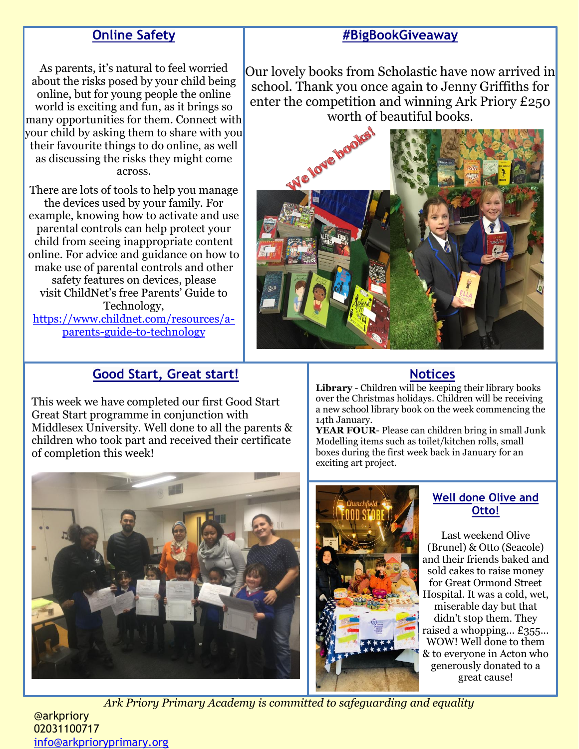## Online Safety

As parents, it's natural to feel worried about the risks posed by your child being online, but for young people the online world is exciting and fun, as it brings so many opportunities for them. Connect with your child by asking them to share with you their favourite things to do online, as well as discussing the risks they might come across.

There are lots of tools to help you manage the devices used by your family. For example, knowing how to activate and use parental controls can help protect your child from seeing inappropriate content online. For advice and guidance on how to make use of parental controls and other safety features on devices, please visit ChildNet's free Parents' Guide to Technology, https://www.childnet.com/resources/a-parents-guide-to-technology

## #BigBookGiveaway

Our lovely books from Scholastic have now arrived in school. Thank you once again to Jenny Griffiths for enter the competition and winning Ark Priory £250 worth of beautiful books.

We love books!

## Good Start, Great start!

This week we have completed our first Good Start Great Start programme in conjunction with Middlesex University. Well done to all the parents & children who took part and received their certificate of completion this week!

## Notices

**Library** - Children will be keeping their library books over the Christmas holidays. Children will be receiving a new school library book on the week commencing the 14th January.

**YEAR FOUR**- Please can children bring in small Junk Modelling items such as toilet/kitchen rolls, small boxes during the first week back in January for an exciting art project.

## Well done Olive and Otto!

Last weekend Olive (Brunel) & Otto (Seacole) and their friends baked and sold cakes to raise money for Great Ormond Street Hospital. It was a cold, wet, miserable day but that didn't stop them. They raised a whopping… £355… WOW! Well done to them & to everyone in Acton who generously donated to a great cause!

*Ark Priory Primary Academy is committed to safeguarding and equality*

@arkpriory
02031100717
info@arkprioryprimary.org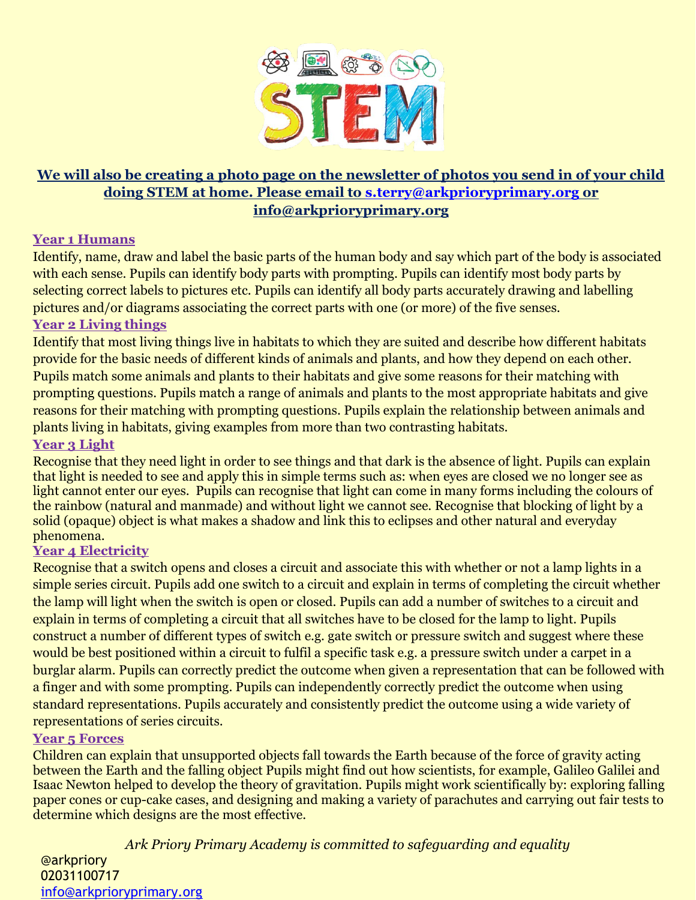**We will also be creating a photo page on the newsletter of photos you send in of your child doing STEM at home. Please email to s.terry@arkprioryprimary.org or info@arkprioryprimary.org**

**Year 1 Humans**

Identify, name, draw and label the basic parts of the human body and say which part of the body is associated with each sense. Pupils can identify body parts with prompting. Pupils can identify most body parts by selecting correct labels to pictures etc. Pupils can identify all body parts accurately drawing and labelling pictures and/or diagrams associating the correct parts with one (or more) of the five senses.

**Year 2 Living things**

Identify that most living things live in habitats to which they are suited and describe how different habitats provide for the basic needs of different kinds of animals and plants, and how they depend on each other. Pupils match some animals and plants to their habitats and give some reasons for their matching with prompting questions. Pupils match a range of animals and plants to the most appropriate habitats and give reasons for their matching with prompting questions. Pupils explain the relationship between animals and plants living in habitats, giving examples from more than two contrasting habitats.

**Year 3 Light**

Recognise that they need light in order to see things and that dark is the absence of light. Pupils can explain that light is needed to see and apply this in simple terms such as: when eyes are closed we no longer see as light cannot enter our eyes. Pupils can recognise that light can come in many forms including the colours of the rainbow (natural and manmade) and without light we cannot see. Recognise that blocking of light by a solid (opaque) object is what makes a shadow and link this to eclipses and other natural and everyday phenomena.

**Year 4 Electricity**

Recognise that a switch opens and closes a circuit and associate this with whether or not a lamp lights in a simple series circuit. Pupils add one switch to a circuit and explain in terms of completing the circuit whether the lamp will light when the switch is open or closed. Pupils can add a number of switches to a circuit and explain in terms of completing a circuit that all switches have to be closed for the lamp to light. Pupils construct a number of different types of switch e.g. gate switch or pressure switch and suggest where these would be best positioned within a circuit to fulfil a specific task e.g. a pressure switch under a carpet in a burglar alarm. Pupils can correctly predict the outcome when given a representation that can be followed with a finger and with some prompting. Pupils can independently correctly predict the outcome when using standard representations. Pupils accurately and consistently predict the outcome using a wide variety of representations of series circuits.

**Year 5 Forces**

Children can explain that unsupported objects fall towards the Earth because of the force of gravity acting between the Earth and the falling object Pupils might find out how scientists, for example, Galileo Galilei and Isaac Newton helped to develop the theory of gravitation. Pupils might work scientifically by: exploring falling paper cones or cup-cake cases, and designing and making a variety of parachutes and carrying out fair tests to determine which designs are the most effective.

*Ark Priory Primary Academy is committed to safeguarding and equality*

@arkpriory
02031100717
info@arkprioryprimary.org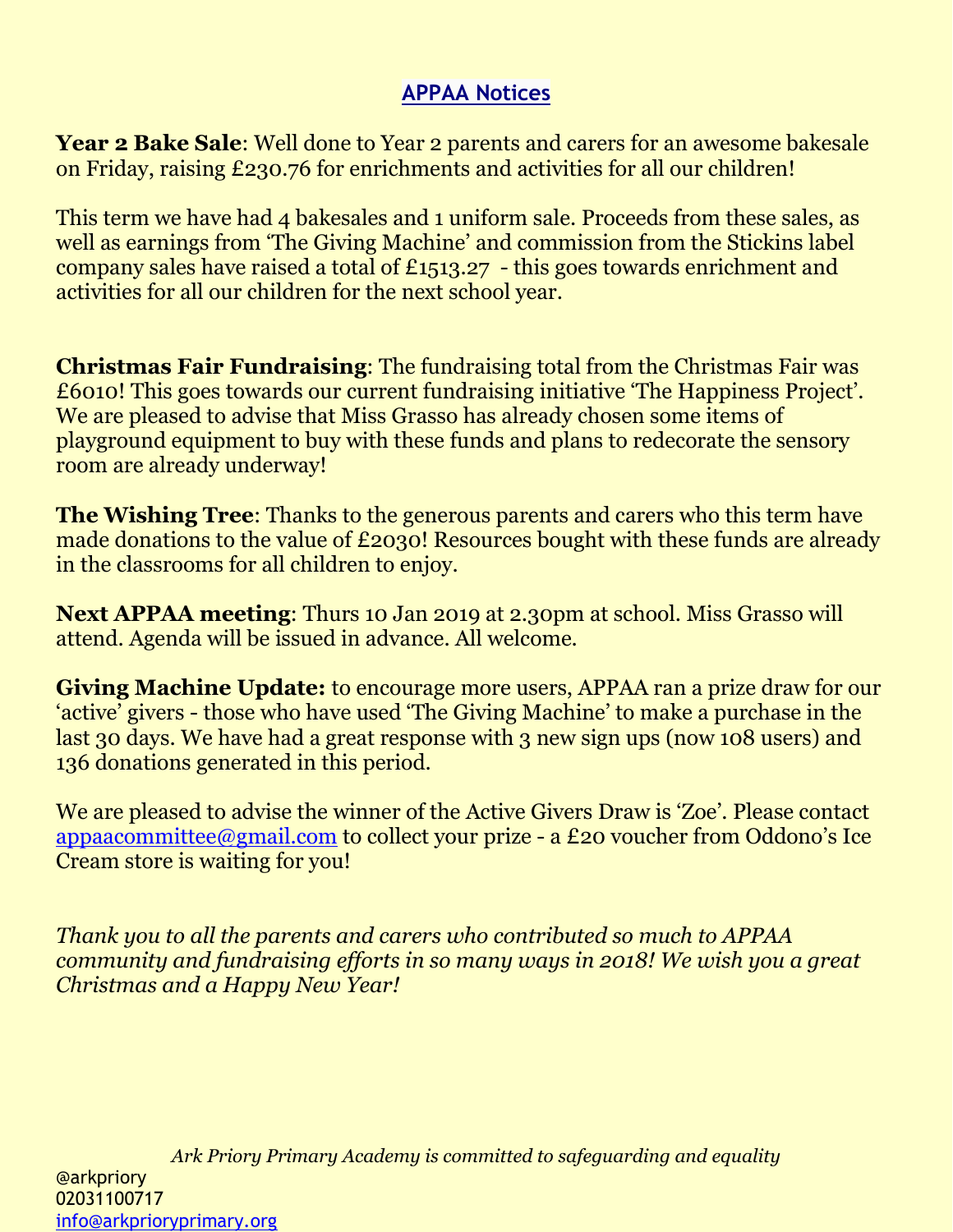## APPAA Notices

**Year 2 Bake Sale**: Well done to Year 2 parents and carers for an awesome bakesale on Friday, raising £230.76 for enrichments and activities for all our children!

This term we have had 4 bakesales and 1 uniform sale. Proceeds from these sales, as well as earnings from 'The Giving Machine' and commission from the Stickins label company sales have raised a total of £1513.27 - this goes towards enrichment and activities for all our children for the next school year.

**Christmas Fair Fundraising**: The fundraising total from the Christmas Fair was £6010! This goes towards our current fundraising initiative 'The Happiness Project'. We are pleased to advise that Miss Grasso has already chosen some items of playground equipment to buy with these funds and plans to redecorate the sensory room are already underway!

**The Wishing Tree**: Thanks to the generous parents and carers who this term have made donations to the value of £2030! Resources bought with these funds are already in the classrooms for all children to enjoy.

**Next APPAA meeting**: Thurs 10 Jan 2019 at 2.30pm at school. Miss Grasso will attend. Agenda will be issued in advance. All welcome.

**Giving Machine Update:** to encourage more users, APPAA ran a prize draw for our 'active' givers - those who have used 'The Giving Machine' to make a purchase in the last 30 days. We have had a great response with 3 new sign ups (now 108 users) and 136 donations generated in this period.

We are pleased to advise the winner of the Active Givers Draw is 'Zoe'. Please contact appaacommittee@gmail.com to collect your prize - a £20 voucher from Oddono's Ice Cream store is waiting for you!

*Thank you to all the parents and carers who contributed so much to APPAA community and fundraising efforts in so many ways in 2018! We wish you a great Christmas and a Happy New Year!*

*Ark Priory Primary Academy is committed to safeguarding and equality*

@arkpriory
02031100717
info@arkprioryprimary.org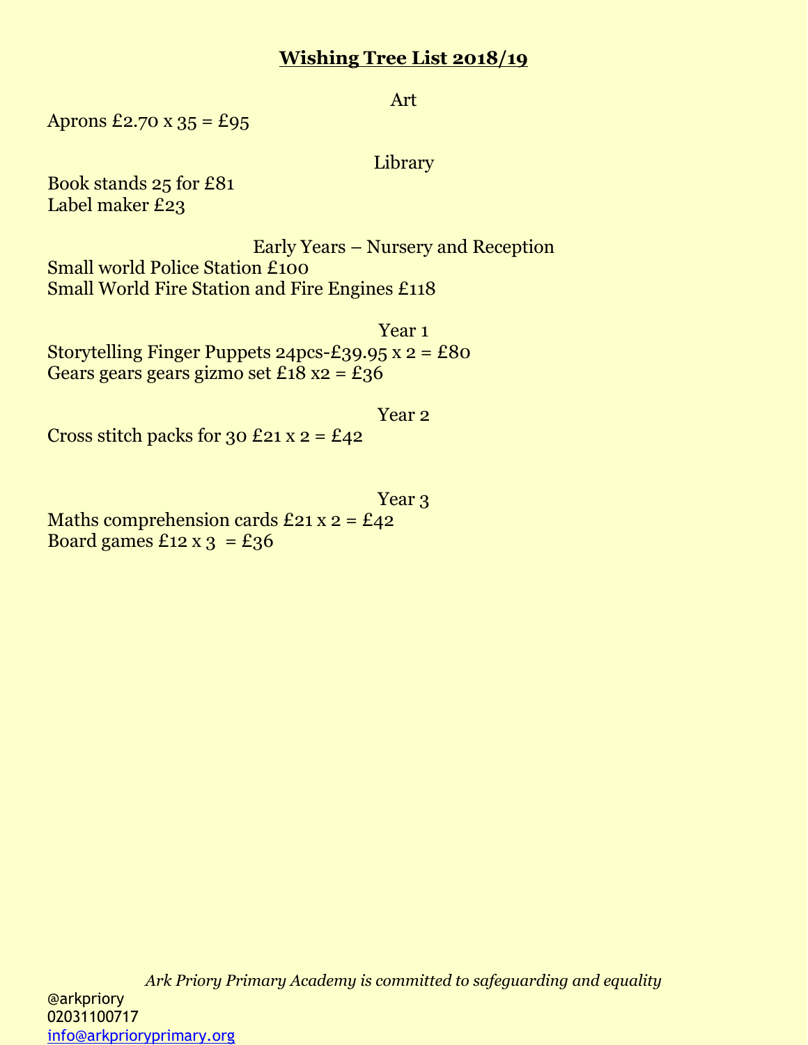# Wishing Tree List 2018/19

## Art

Aprons £2.70 x 35 = £95

## Library

Book stands 25 for £81
Label maker £23

## Early Years – Nursery and Reception

Small world Police Station £100
Small World Fire Station and Fire Engines £118

## Year 1

Storytelling Finger Puppets 24pcs-£39.95 x 2 = £80
Gears gears gears gizmo set £18 x2 = £36

## Year 2

Cross stitch packs for 30 £21 x 2 = £42

## Year 3

Maths comprehension cards £21 x 2 = £42
Board games £12 x 3 = £36

*Ark Priory Primary Academy is committed to safeguarding and equality*

@arkpriory
02031100717
info@arkprioryprimary.org